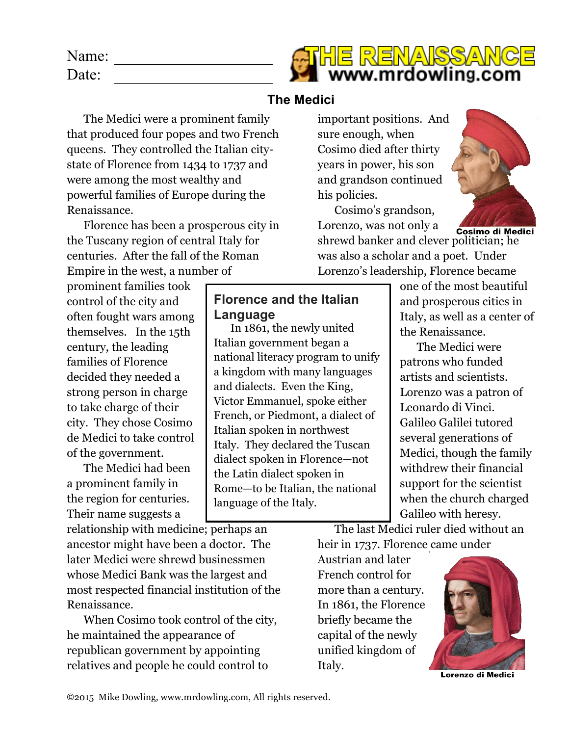Name: ____________________

Date: ____________________

# The Medici

The Medici were a prominent family that produced four popes and two French queens. They controlled the Italian city-state of Florence from 1434 to 1737 and were among the most wealthy and powerful families of Europe during the Renaissance.

Florence has been a prosperous city in the Tuscany region of central Italy for centuries. After the fall of the Roman Empire in the west, a number of prominent families took control of the city and often fought wars among themselves. In the 15th century, the leading families of Florence decided they needed a strong person in charge to take charge of their city. They chose Cosimo de Medici to take control of the government.

The Medici had been a prominent family in the region for centuries. Their name suggests a relationship with medicine; perhaps an ancestor might have been a doctor. The later Medici were shrewd businessmen whose Medici Bank was the largest and most respected financial institution of the Renaissance.

When Cosimo took control of the city, he maintained the appearance of republican government by appointing relatives and people he could control to important positions. And sure enough, when Cosimo died after thirty years in power, his son and grandson continued his policies.

Cosimo di Medici

Cosimo's grandson, Lorenzo, was not only a shrewd banker and clever politician; he was also a scholar and a poet. Under Lorenzo's leadership, Florence became one of the most beautiful and prosperous cities in Italy, as well as a center of the Renaissance.

The Medici were patrons who funded artists and scientists. Lorenzo was a patron of Leonardo di Vinci. Galileo Galilei tutored several generations of Medici, though the family withdrew their financial support for the scientist when the church charged Galileo with heresy.

The last Medici ruler died without an heir in 1737. Florence came under Austrian and later French control for more than a century. In 1861, the Florence briefly became the capital of the newly unified kingdom of Italy.

Lorenzo di Medici

## Florence and the Italian Language

In 1861, the newly united Italian government began a national literacy program to unify a kingdom with many languages and dialects. Even the King, Victor Emmanuel, spoke either French, or Piedmont, a dialect of Italian spoken in northwest Italy. They declared the Tuscan dialect spoken in Florence—not the Latin dialect spoken in Rome—to be Italian, the national language of the Italy.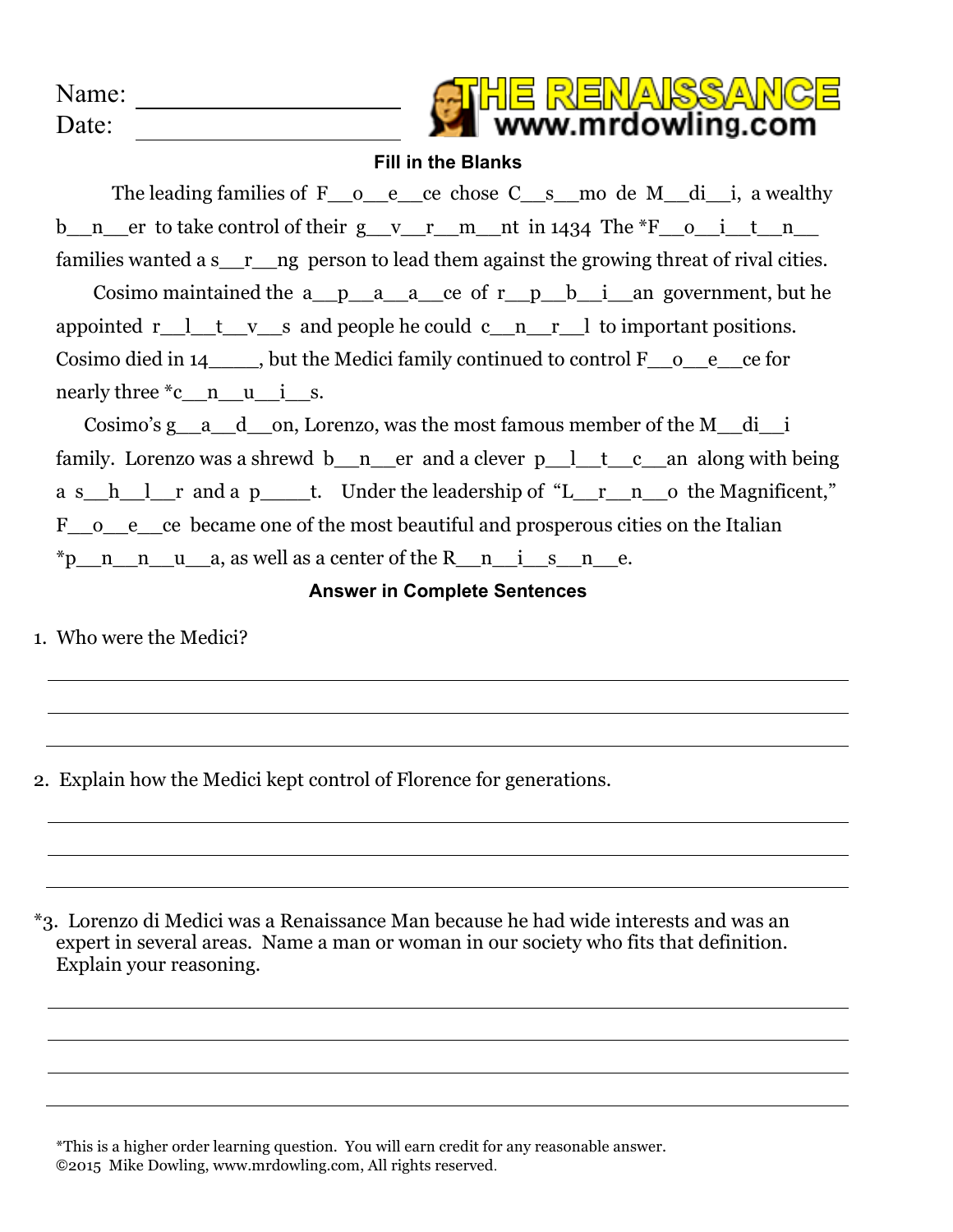Name: ____________________

Date: ____________________

THE RENAISSANCE
www.mrdowling.com

### Fill in the Blanks

The leading families of F__o__e__ce chose C__s__mo de M__di__i, a wealthy b__n__er to take control of their g__v__r__m__nt in 1434 The *F__o__i__t__n__ families wanted a s__r__ng person to lead them against the growing threat of rival cities.

Cosimo maintained the a__p__a__a__ce of r__p__b__i__an government, but he appointed r__l__t__v__s and people he could c__n__r__l to important positions. Cosimo died in 14____, but the Medici family continued to control F__o__e__ce for nearly three *c__n__u__i__s.

Cosimo's g__a__d__on, Lorenzo, was the most famous member of the M__di__i family. Lorenzo was a shrewd b__n__er and a clever p__l__t__c__an along with being a s__h__l__r and a p____t. Under the leadership of "L__r__n__o the Magnificent," F__o__e__ce became one of the most beautiful and prosperous cities on the Italian *p__n__n__u__a, as well as a center of the R__n__i__s__n__e.

### Answer in Complete Sentences

1. Who were the Medici?

_______________________________________________

_______________________________________________

_______________________________________________

2. Explain how the Medici kept control of Florence for generations.

_______________________________________________

_______________________________________________

_______________________________________________

*3. Lorenzo di Medici was a Renaissance Man because he had wide interests and was an expert in several areas. Name a man or woman in our society who fits that definition. Explain your reasoning.

_______________________________________________

_______________________________________________

_______________________________________________

_______________________________________________

*This is a higher order learning question. You will earn credit for any reasonable answer.

©2015 Mike Dowling, www.mrdowling.com, All rights reserved.